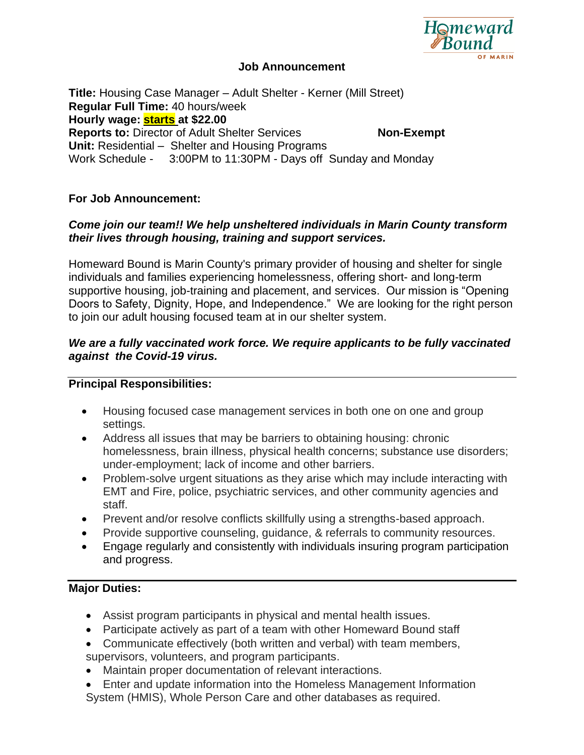## Job Announcement

**Title:** Housing Case Manager – Adult Shelter - Kerner (Mill Street)
**Regular Full Time:** 40 hours/week
**Hourly wage: starts at $22.00**
**Reports to:** Director of Adult Shelter Services **Non-Exempt**
**Unit:** Residential – Shelter and Housing Programs
Work Schedule - 3:00PM to 11:30PM - Days off Sunday and Monday

### For Job Announcement:

***Come join our team!! We help unsheltered individuals in Marin County transform their lives through housing, training and support services.***

Homeward Bound is Marin County's primary provider of housing and shelter for single individuals and families experiencing homelessness, offering short- and long-term supportive housing, job-training and placement, and services. Our mission is "Opening Doors to Safety, Dignity, Hope, and Independence." We are looking for the right person to join our adult housing focused team at in our shelter system.

***We are a fully vaccinated work force. We require applicants to be fully vaccinated against the Covid-19 virus.***

### Principal Responsibilities:

- Housing focused case management services in both one on one and group settings.
- Address all issues that may be barriers to obtaining housing: chronic homelessness, brain illness, physical health concerns; substance use disorders; under-employment; lack of income and other barriers.
- Problem-solve urgent situations as they arise which may include interacting with EMT and Fire, police, psychiatric services, and other community agencies and staff.
- Prevent and/or resolve conflicts skillfully using a strengths-based approach.
- Provide supportive counseling, guidance, & referrals to community resources.
- Engage regularly and consistently with individuals insuring program participation and progress.

### Major Duties:

- Assist program participants in physical and mental health issues.
- Participate actively as part of a team with other Homeward Bound staff
- Communicate effectively (both written and verbal) with team members, supervisors, volunteers, and program participants.
- Maintain proper documentation of relevant interactions.
- Enter and update information into the Homeless Management Information System (HMIS), Whole Person Care and other databases as required.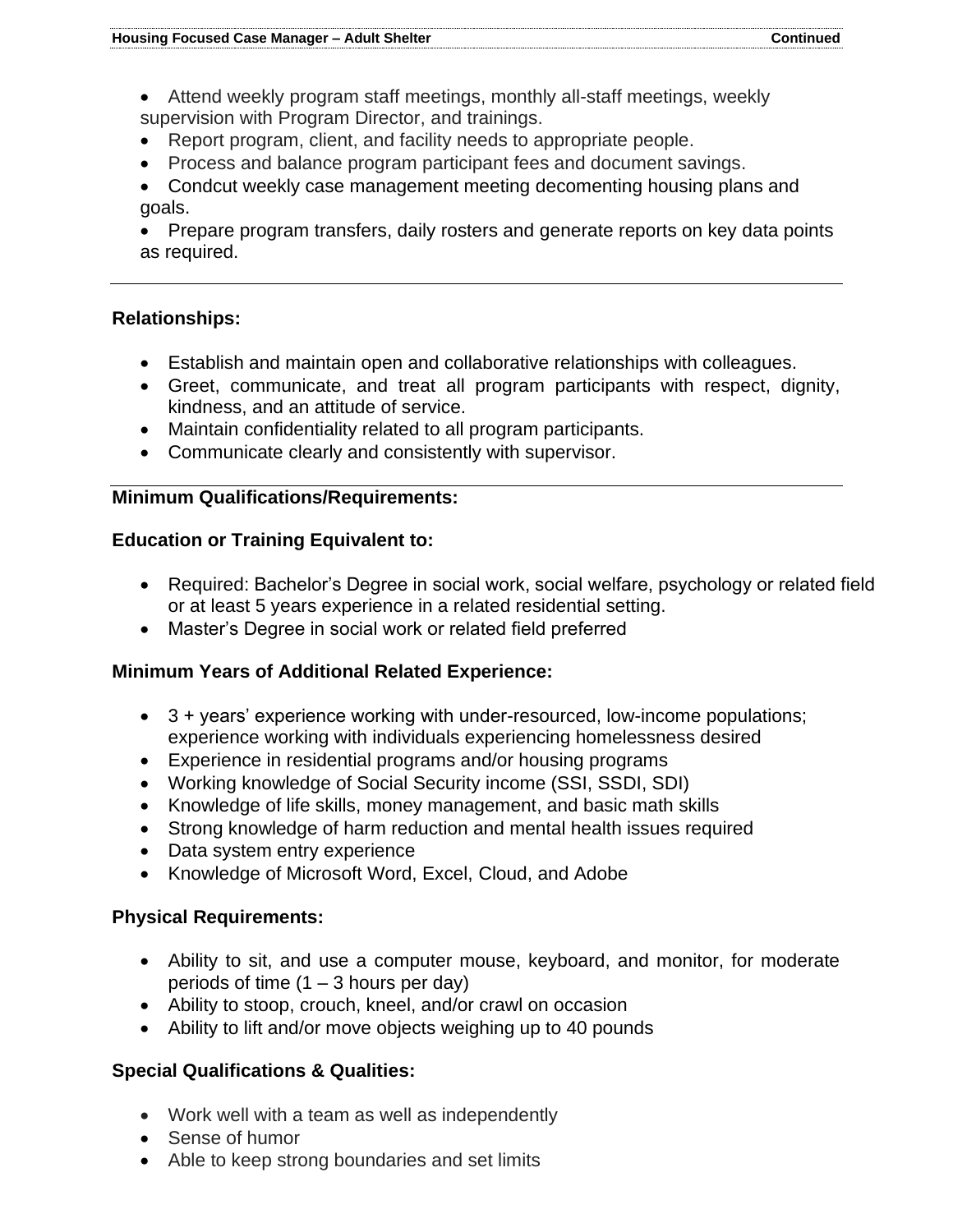- Attend weekly program staff meetings, monthly all-staff meetings, weekly supervision with Program Director, and trainings.
- Report program, client, and facility needs to appropriate people.
- Process and balance program participant fees and document savings.
- Condcut weekly case management meeting decomenting housing plans and goals.
- Prepare program transfers, daily rosters and generate reports on key data points as required.

---

**Relationships:**

- Establish and maintain open and collaborative relationships with colleagues.
- Greet, communicate, and treat all program participants with respect, dignity, kindness, and an attitude of service.
- Maintain confidentiality related to all program participants.
- Communicate clearly and consistently with supervisor.

---

**Minimum Qualifications/Requirements:**

**Education or Training Equivalent to:**

- Required: Bachelor's Degree in social work, social welfare, psychology or related field or at least 5 years experience in a related residential setting.
- Master's Degree in social work or related field preferred

**Minimum Years of Additional Related Experience:**

- 3 + years' experience working with under-resourced, low-income populations; experience working with individuals experiencing homelessness desired
- Experience in residential programs and/or housing programs
- Working knowledge of Social Security income (SSI, SSDI, SDI)
- Knowledge of life skills, money management, and basic math skills
- Strong knowledge of harm reduction and mental health issues required
- Data system entry experience
- Knowledge of Microsoft Word, Excel, Cloud, and Adobe

**Physical Requirements:**

- Ability to sit, and use a computer mouse, keyboard, and monitor, for moderate periods of time (1 – 3 hours per day)
- Ability to stoop, crouch, kneel, and/or crawl on occasion
- Ability to lift and/or move objects weighing up to 40 pounds

**Special Qualifications & Qualities:**

- Work well with a team as well as independently
- Sense of humor
- Able to keep strong boundaries and set limits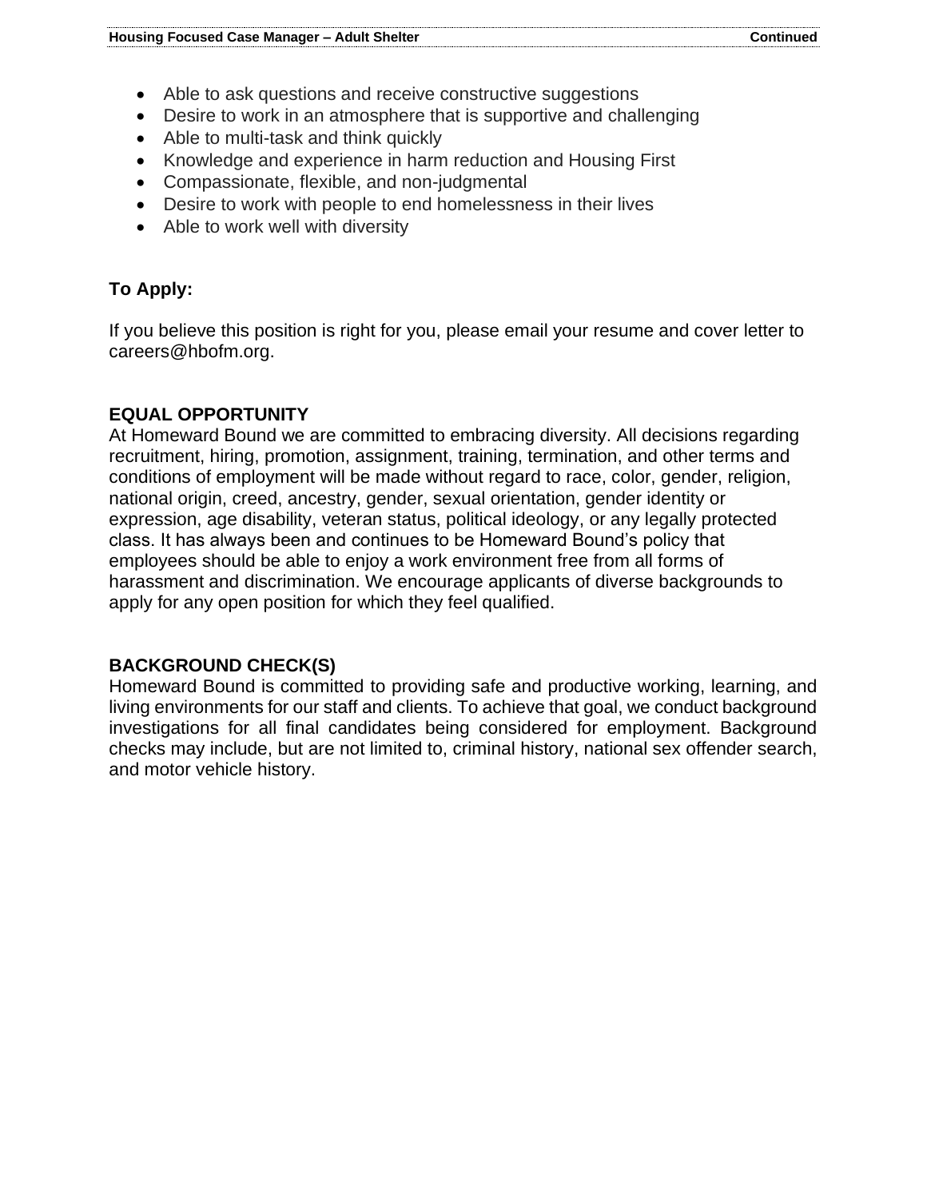- Able to ask questions and receive constructive suggestions
- Desire to work in an atmosphere that is supportive and challenging
- Able to multi-task and think quickly
- Knowledge and experience in harm reduction and Housing First
- Compassionate, flexible, and non-judgmental
- Desire to work with people to end homelessness in their lives
- Able to work well with diversity

**To Apply:**

If you believe this position is right for you, please email your resume and cover letter to careers@hbofm.org.

**EQUAL OPPORTUNITY**

At Homeward Bound we are committed to embracing diversity. All decisions regarding recruitment, hiring, promotion, assignment, training, termination, and other terms and conditions of employment will be made without regard to race, color, gender, religion, national origin, creed, ancestry, gender, sexual orientation, gender identity or expression, age disability, veteran status, political ideology, or any legally protected class. It has always been and continues to be Homeward Bound's policy that employees should be able to enjoy a work environment free from all forms of harassment and discrimination. We encourage applicants of diverse backgrounds to apply for any open position for which they feel qualified.

**BACKGROUND CHECK(S)**

Homeward Bound is committed to providing safe and productive working, learning, and living environments for our staff and clients. To achieve that goal, we conduct background investigations for all final candidates being considered for employment. Background checks may include, but are not limited to, criminal history, national sex offender search, and motor vehicle history.